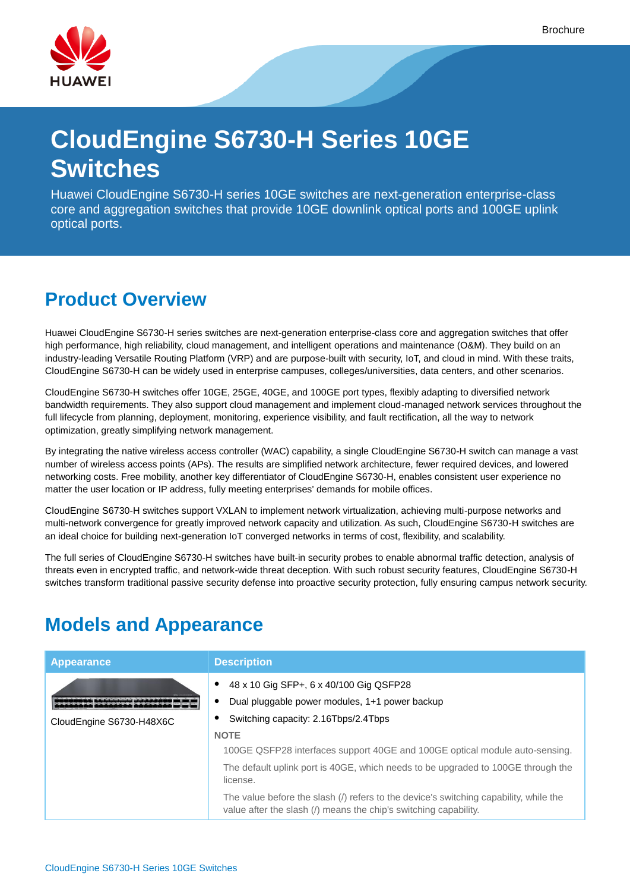Brochure

# CloudEngine S6730-H Series 10GE Switches

Huawei CloudEngine S6730-H series 10GE switches are next-generation enterprise-class core and aggregation switches that provide 10GE downlink optical ports and 100GE uplink optical ports.

## Product Overview

Huawei CloudEngine S6730-H series switches are next-generation enterprise-class core and aggregation switches that offer high performance, high reliability, cloud management, and intelligent operations and maintenance (O&M). They build on an industry-leading Versatile Routing Platform (VRP) and are purpose-built with security, IoT, and cloud in mind. With these traits, CloudEngine S6730-H can be widely used in enterprise campuses, colleges/universities, data centers, and other scenarios.

CloudEngine S6730-H switches offer 10GE, 25GE, 40GE, and 100GE port types, flexibly adapting to diversified network bandwidth requirements. They also support cloud management and implement cloud-managed network services throughout the full lifecycle from planning, deployment, monitoring, experience visibility, and fault rectification, all the way to network optimization, greatly simplifying network management.

By integrating the native wireless access controller (WAC) capability, a single CloudEngine S6730-H switch can manage a vast number of wireless access points (APs). The results are simplified network architecture, fewer required devices, and lowered networking costs. Free mobility, another key differentiator of CloudEngine S6730-H, enables consistent user experience no matter the user location or IP address, fully meeting enterprises' demands for mobile offices.

CloudEngine S6730-H switches support VXLAN to implement network virtualization, achieving multi-purpose networks and multi-network convergence for greatly improved network capacity and utilization. As such, CloudEngine S6730-H switches are an ideal choice for building next-generation IoT converged networks in terms of cost, flexibility, and scalability.

The full series of CloudEngine S6730-H switches have built-in security probes to enable abnormal traffic detection, analysis of threats even in encrypted traffic, and network-wide threat deception. With such robust security features, CloudEngine S6730-H switches transform traditional passive security defense into proactive security protection, fully ensuring campus network security.

## Models and Appearance

| Appearance | Description |
| --- | --- |
| CloudEngine S6730-H48X6C | • 48 x 10 Gig SFP+, 6 x 40/100 Gig QSFP28<br>• Dual pluggable power modules, 1+1 power backup<br>• Switching capacity: 2.16Tbps/2.4Tbps<br>**NOTE**<br>100GE QSFP28 interfaces support 40GE and 100GE optical module auto-sensing.<br>The default uplink port is 40GE, which needs to be upgraded to 100GE through the license.<br>The value before the slash (/) refers to the device's switching capability, while the value after the slash (/) means the chip's switching capability. |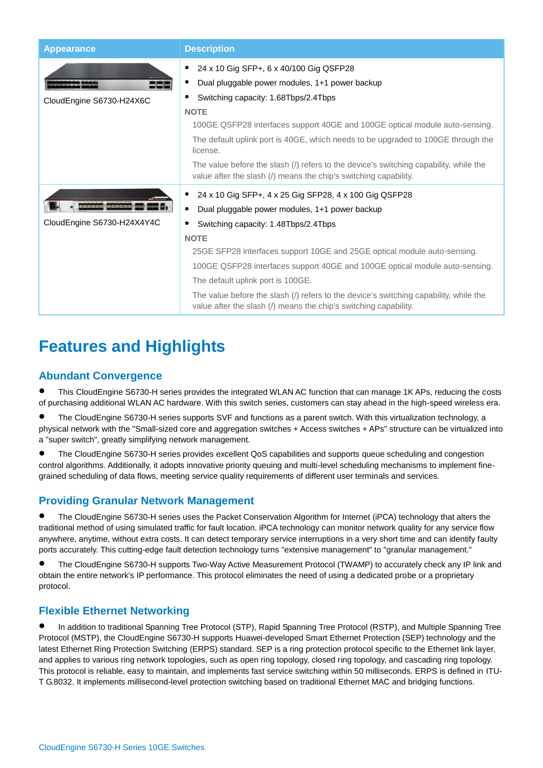| Appearance | Description |
| --- | --- |
| CloudEngine S6730-H24X6C | • 24 x 10 Gig SFP+, 6 x 40/100 Gig QSFP28<br>• Dual pluggable power modules, 1+1 power backup<br>• Switching capacity: 1.68Tbps/2.4Tbps<br>NOTE<br>100GE QSFP28 interfaces support 40GE and 100GE optical module auto-sensing.<br>The default uplink port is 40GE, which needs to be upgraded to 100GE through the license.<br>The value before the slash (/) refers to the device's switching capability, while the value after the slash (/) means the chip's switching capability. |
| CloudEngine S6730-H24X4Y4C | • 24 x 10 Gig SFP+, 4 x 25 Gig SFP28, 4 x 100 Gig QSFP28<br>• Dual pluggable power modules, 1+1 power backup<br>• Switching capacity: 1.48Tbps/2.4Tbps<br>NOTE<br>25GE SFP28 interfaces support 10GE and 25GE optical module auto-sensing.<br>100GE QSFP28 interfaces support 40GE and 100GE optical module auto-sensing.<br>The default uplink port is 100GE.<br>The value before the slash (/) refers to the device's switching capability, while the value after the slash (/) means the chip's switching capability. |

# Features and Highlights

## Abundant Convergence

- This CloudEngine S6730-H series provides the integrated WLAN AC function that can manage 1K APs, reducing the costs of purchasing additional WLAN AC hardware. With this switch series, customers can stay ahead in the high-speed wireless era.
- The CloudEngine S6730-H series supports SVF and functions as a parent switch. With this virtualization technology, a physical network with the "Small-sized core and aggregation switches + Access switches + APs" structure can be virtualized into a "super switch", greatly simplifying network management.
- The CloudEngine S6730-H series provides excellent QoS capabilities and supports queue scheduling and congestion control algorithms. Additionally, it adopts innovative priority queuing and multi-level scheduling mechanisms to implement fine-grained scheduling of data flows, meeting service quality requirements of different user terminals and services.

## Providing Granular Network Management

- The CloudEngine S6730-H series uses the Packet Conservation Algorithm for Internet (iPCA) technology that alters the traditional method of using simulated traffic for fault location. iPCA technology can monitor network quality for any service flow anywhere, anytime, without extra costs. It can detect temporary service interruptions in a very short time and can identify faulty ports accurately. This cutting-edge fault detection technology turns "extensive management" to "granular management."
- The CloudEngine S6730-H supports Two-Way Active Measurement Protocol (TWAMP) to accurately check any IP link and obtain the entire network's IP performance. This protocol eliminates the need of using a dedicated probe or a proprietary protocol.

## Flexible Ethernet Networking

- In addition to traditional Spanning Tree Protocol (STP), Rapid Spanning Tree Protocol (RSTP), and Multiple Spanning Tree Protocol (MSTP), the CloudEngine S6730-H supports Huawei-developed Smart Ethernet Protection (SEP) technology and the latest Ethernet Ring Protection Switching (ERPS) standard. SEP is a ring protection protocol specific to the Ethernet link layer, and applies to various ring network topologies, such as open ring topology, closed ring topology, and cascading ring topology. This protocol is reliable, easy to maintain, and implements fast service switching within 50 milliseconds. ERPS is defined in ITU-T G.8032. It implements millisecond-level protection switching based on traditional Ethernet MAC and bridging functions.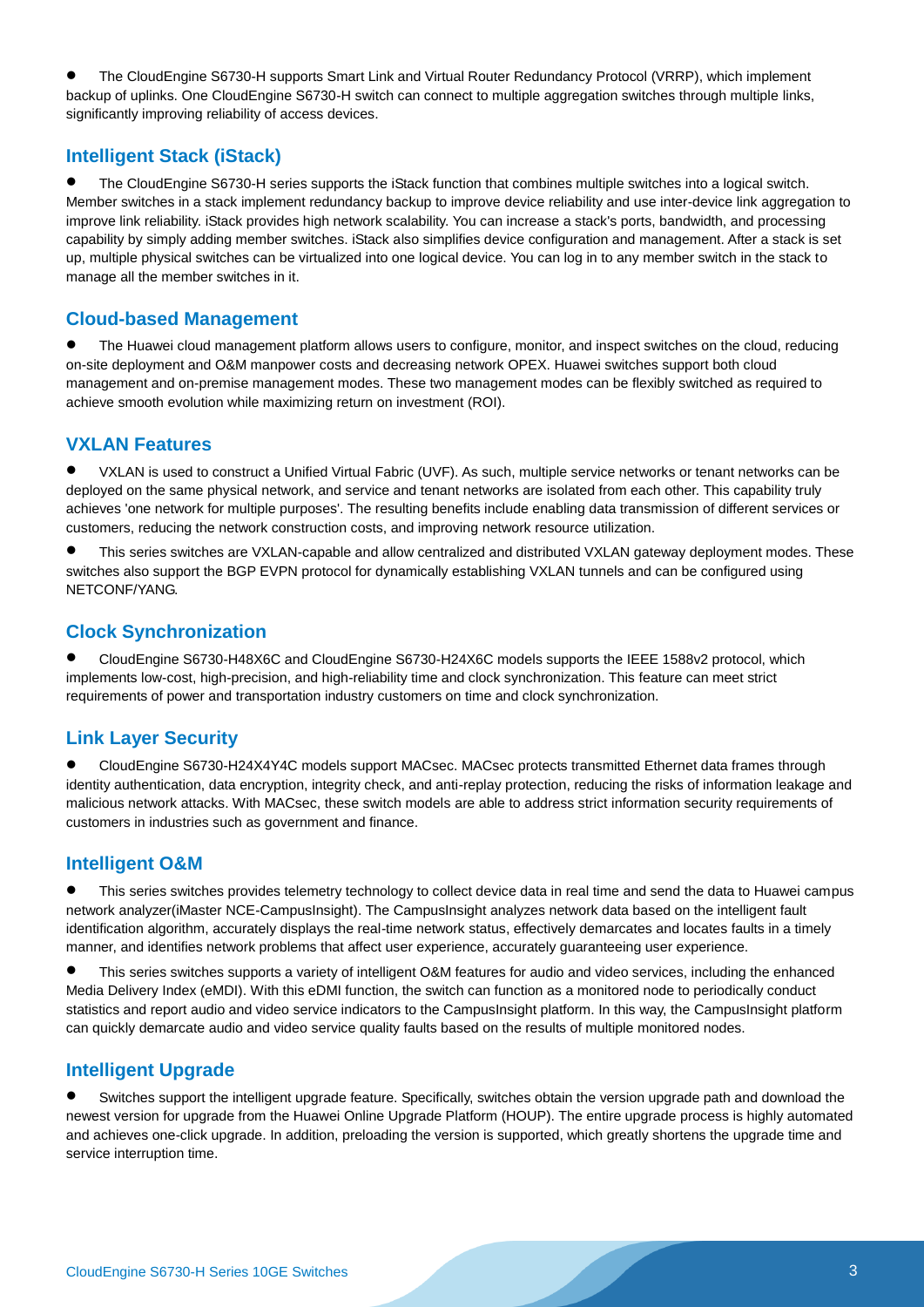- The CloudEngine S6730-H supports Smart Link and Virtual Router Redundancy Protocol (VRRP), which implement backup of uplinks. One CloudEngine S6730-H switch can connect to multiple aggregation switches through multiple links, significantly improving reliability of access devices.

## Intelligent Stack (iStack)

- The CloudEngine S6730-H series supports the iStack function that combines multiple switches into a logical switch. Member switches in a stack implement redundancy backup to improve device reliability and use inter-device link aggregation to improve link reliability. iStack provides high network scalability. You can increase a stack's ports, bandwidth, and processing capability by simply adding member switches. iStack also simplifies device configuration and management. After a stack is set up, multiple physical switches can be virtualized into one logical device. You can log in to any member switch in the stack to manage all the member switches in it.

## Cloud-based Management

- The Huawei cloud management platform allows users to configure, monitor, and inspect switches on the cloud, reducing on-site deployment and O&M manpower costs and decreasing network OPEX. Huawei switches support both cloud management and on-premise management modes. These two management modes can be flexibly switched as required to achieve smooth evolution while maximizing return on investment (ROI).

## VXLAN Features

- VXLAN is used to construct a Unified Virtual Fabric (UVF). As such, multiple service networks or tenant networks can be deployed on the same physical network, and service and tenant networks are isolated from each other. This capability truly achieves 'one network for multiple purposes'. The resulting benefits include enabling data transmission of different services or customers, reducing the network construction costs, and improving network resource utilization.
- This series switches are VXLAN-capable and allow centralized and distributed VXLAN gateway deployment modes. These switches also support the BGP EVPN protocol for dynamically establishing VXLAN tunnels and can be configured using NETCONF/YANG.

## Clock Synchronization

- CloudEngine S6730-H48X6C and CloudEngine S6730-H24X6C models supports the IEEE 1588v2 protocol, which implements low-cost, high-precision, and high-reliability time and clock synchronization. This feature can meet strict requirements of power and transportation industry customers on time and clock synchronization.

## Link Layer Security

- CloudEngine S6730-H24X4Y4C models support MACsec. MACsec protects transmitted Ethernet data frames through identity authentication, data encryption, integrity check, and anti-replay protection, reducing the risks of information leakage and malicious network attacks. With MACsec, these switch models are able to address strict information security requirements of customers in industries such as government and finance.

## Intelligent O&M

- This series switches provides telemetry technology to collect device data in real time and send the data to Huawei campus network analyzer(iMaster NCE-CampusInsight). The CampusInsight analyzes network data based on the intelligent fault identification algorithm, accurately displays the real-time network status, effectively demarcates and locates faults in a timely manner, and identifies network problems that affect user experience, accurately guaranteeing user experience.
- This series switches supports a variety of intelligent O&M features for audio and video services, including the enhanced Media Delivery Index (eMDI). With this eDMI function, the switch can function as a monitored node to periodically conduct statistics and report audio and video service indicators to the CampusInsight platform. In this way, the CampusInsight platform can quickly demarcate audio and video service quality faults based on the results of multiple monitored nodes.

## Intelligent Upgrade

- Switches support the intelligent upgrade feature. Specifically, switches obtain the version upgrade path and download the newest version for upgrade from the Huawei Online Upgrade Platform (HOUP). The entire upgrade process is highly automated and achieves one-click upgrade. In addition, preloading the version is supported, which greatly shortens the upgrade time and service interruption time.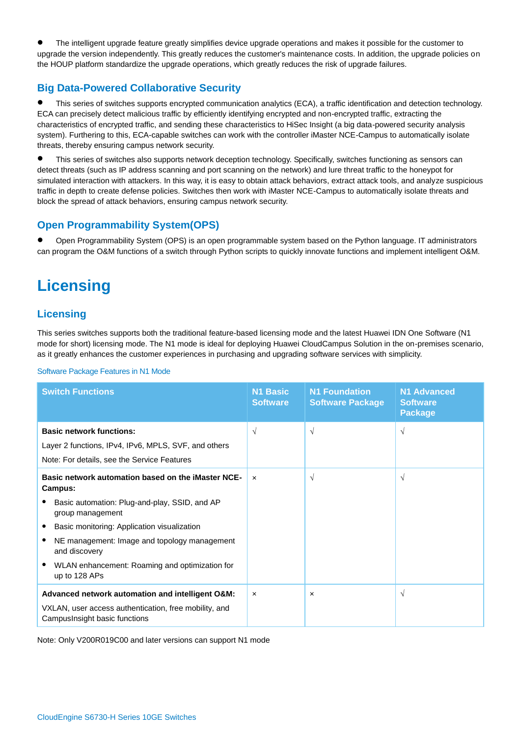- The intelligent upgrade feature greatly simplifies device upgrade operations and makes it possible for the customer to upgrade the version independently. This greatly reduces the customer's maintenance costs. In addition, the upgrade policies on the HOUP platform standardize the upgrade operations, which greatly reduces the risk of upgrade failures.

## Big Data-Powered Collaborative Security

- This series of switches supports encrypted communication analytics (ECA), a traffic identification and detection technology. ECA can precisely detect malicious traffic by efficiently identifying encrypted and non-encrypted traffic, extracting the characteristics of encrypted traffic, and sending these characteristics to HiSec Insight (a big data-powered security analysis system). Furthering to this, ECA-capable switches can work with the controller iMaster NCE-Campus to automatically isolate threats, thereby ensuring campus network security.
- This series of switches also supports network deception technology. Specifically, switches functioning as sensors can detect threats (such as IP address scanning and port scanning on the network) and lure threat traffic to the honeypot for simulated interaction with attackers. In this way, it is easy to obtain attack behaviors, extract attack tools, and analyze suspicious traffic in depth to create defense policies. Switches then work with iMaster NCE-Campus to automatically isolate threats and block the spread of attack behaviors, ensuring campus network security.

## Open Programmability System(OPS)

- Open Programmability System (OPS) is an open programmable system based on the Python language. IT administrators can program the O&M functions of a switch through Python scripts to quickly innovate functions and implement intelligent O&M.

# Licensing

## Licensing

This series switches supports both the traditional feature-based licensing mode and the latest Huawei IDN One Software (N1 mode for short) licensing mode. The N1 mode is ideal for deploying Huawei CloudCampus Solution in the on-premises scenario, as it greatly enhances the customer experiences in purchasing and upgrading software services with simplicity.

Software Package Features in N1 Mode

| Switch Functions | N1 Basic Software | N1 Foundation Software Package | N1 Advanced Software Package |
|---|---|---|---|
| **Basic network functions:**<br>Layer 2 functions, IPv4, IPv6, MPLS, SVF, and others<br>Note: For details, see the Service Features | √ | √ | √ |
| **Basic network automation based on the iMaster NCE-Campus:**<br>• Basic automation: Plug-and-play, SSID, and AP group management<br>• Basic monitoring: Application visualization<br>• NE management: Image and topology management and discovery<br>• WLAN enhancement: Roaming and optimization for up to 128 APs | × | √ | √ |
| **Advanced network automation and intelligent O&M:**<br>VXLAN, user access authentication, free mobility, and CampusInsight basic functions | × | × | √ |

Note: Only V200R019C00 and later versions can support N1 mode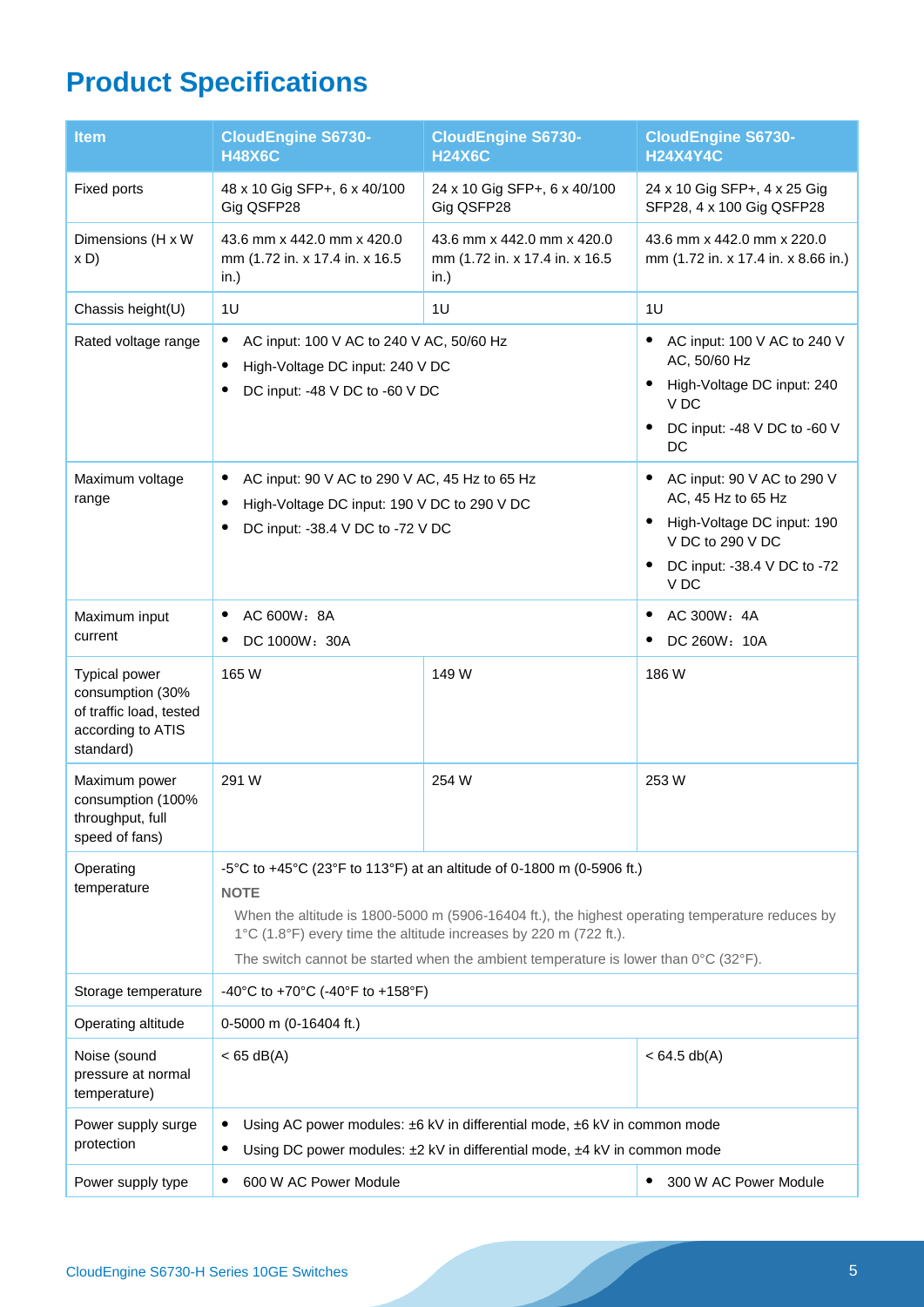# Product Specifications

| Item | CloudEngine S6730-H48X6C | CloudEngine S6730-H24X6C | CloudEngine S6730-H24X4Y4C |
|---|---|---|---|
| Fixed ports | 48 x 10 Gig SFP+, 6 x 40/100 Gig QSFP28 | 24 x 10 Gig SFP+, 6 x 40/100 Gig QSFP28 | 24 x 10 Gig SFP+, 4 x 25 Gig SFP28, 4 x 100 Gig QSFP28 |
| Dimensions (H x W x D) | 43.6 mm x 442.0 mm x 420.0 mm (1.72 in. x 17.4 in. x 16.5 in.) | 43.6 mm x 442.0 mm x 420.0 mm (1.72 in. x 17.4 in. x 16.5 in.) | 43.6 mm x 442.0 mm x 220.0 mm (1.72 in. x 17.4 in. x 8.66 in.) |
| Chassis height(U) | 1U | 1U | 1U |
| Rated voltage range | • AC input: 100 V AC to 240 V AC, 50/60 Hz<br>• High-Voltage DC input: 240 V DC<br>• DC input: -48 V DC to -60 V DC | | • AC input: 100 V AC to 240 V AC, 50/60 Hz<br>• High-Voltage DC input: 240 V DC<br>• DC input: -48 V DC to -60 V DC |
| Maximum voltage range | • AC input: 90 V AC to 290 V AC, 45 Hz to 65 Hz<br>• High-Voltage DC input: 190 V DC to 290 V DC<br>• DC input: -38.4 V DC to -72 V DC | | • AC input: 90 V AC to 290 V AC, 45 Hz to 65 Hz<br>• High-Voltage DC input: 190 V DC to 290 V DC<br>• DC input: -38.4 V DC to -72 V DC |
| Maximum input current | • AC 600W：8A<br>• DC 1000W：30A | | • AC 300W：4A<br>• DC 260W：10A |
| Typical power consumption (30% of traffic load, tested according to ATIS standard) | 165 W | 149 W | 186 W |
| Maximum power consumption (100% throughput, full speed of fans) | 291 W | 254 W | 253 W |
| Operating temperature | -5°C to +45°C (23°F to 113°F) at an altitude of 0-1800 m (0-5906 ft.)<br>**NOTE**<br>When the altitude is 1800-5000 m (5906-16404 ft.), the highest operating temperature reduces by 1°C (1.8°F) every time the altitude increases by 220 m (722 ft.).<br>The switch cannot be started when the ambient temperature is lower than 0°C (32°F). | | |
| Storage temperature | -40°C to +70°C (-40°F to +158°F) | | |
| Operating altitude | 0-5000 m (0-16404 ft.) | | |
| Noise (sound pressure at normal temperature) | < 65 dB(A) | | < 64.5 db(A) |
| Power supply surge protection | • Using AC power modules: ±6 kV in differential mode, ±6 kV in common mode<br>• Using DC power modules: ±2 kV in differential mode, ±4 kV in common mode | | |
| Power supply type | • 600 W AC Power Module | | • 300 W AC Power Module |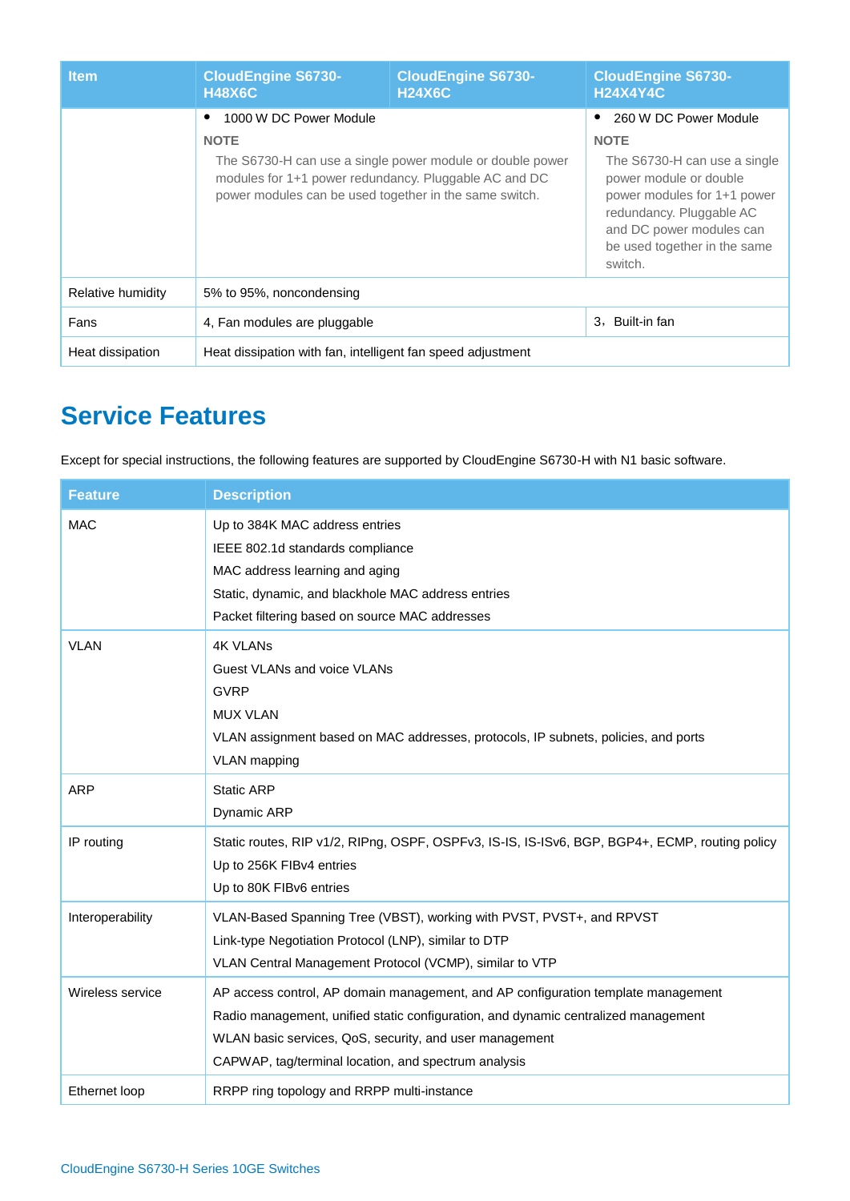| Item | CloudEngine S6730-H48X6C | CloudEngine S6730-H24X6C | CloudEngine S6730-H24X4Y4C |
|---|---|---|---|
| | • 1000 W DC Power Module<br>NOTE<br>The S6730-H can use a single power module or double power modules for 1+1 power redundancy. Pluggable AC and DC power modules can be used together in the same switch. | | • 260 W DC Power Module<br>NOTE<br>The S6730-H can use a single power module or double power modules for 1+1 power redundancy. Pluggable AC and DC power modules can be used together in the same switch. |
| Relative humidity | 5% to 95%, noncondensing | | |
| Fans | 4, Fan modules are pluggable | | 3，Built-in fan |
| Heat dissipation | Heat dissipation with fan, intelligent fan speed adjustment | | |

## Service Features

Except for special instructions, the following features are supported by CloudEngine S6730-H with N1 basic software.

| Feature | Description |
|---|---|
| MAC | Up to 384K MAC address entries<br>IEEE 802.1d standards compliance<br>MAC address learning and aging<br>Static, dynamic, and blackhole MAC address entries<br>Packet filtering based on source MAC addresses |
| VLAN | 4K VLANs<br>Guest VLANs and voice VLANs<br>GVRP<br>MUX VLAN<br>VLAN assignment based on MAC addresses, protocols, IP subnets, policies, and ports<br>VLAN mapping |
| ARP | Static ARP<br>Dynamic ARP |
| IP routing | Static routes, RIP v1/2, RIPng, OSPF, OSPFv3, IS-IS, IS-ISv6, BGP, BGP4+, ECMP, routing policy<br>Up to 256K FIBv4 entries<br>Up to 80K FIBv6 entries |
| Interoperability | VLAN-Based Spanning Tree (VBST), working with PVST, PVST+, and RPVST<br>Link-type Negotiation Protocol (LNP), similar to DTP<br>VLAN Central Management Protocol (VCMP), similar to VTP |
| Wireless service | AP access control, AP domain management, and AP configuration template management<br>Radio management, unified static configuration, and dynamic centralized management<br>WLAN basic services, QoS, security, and user management<br>CAPWAP, tag/terminal location, and spectrum analysis |
| Ethernet loop | RRPP ring topology and RRPP multi-instance |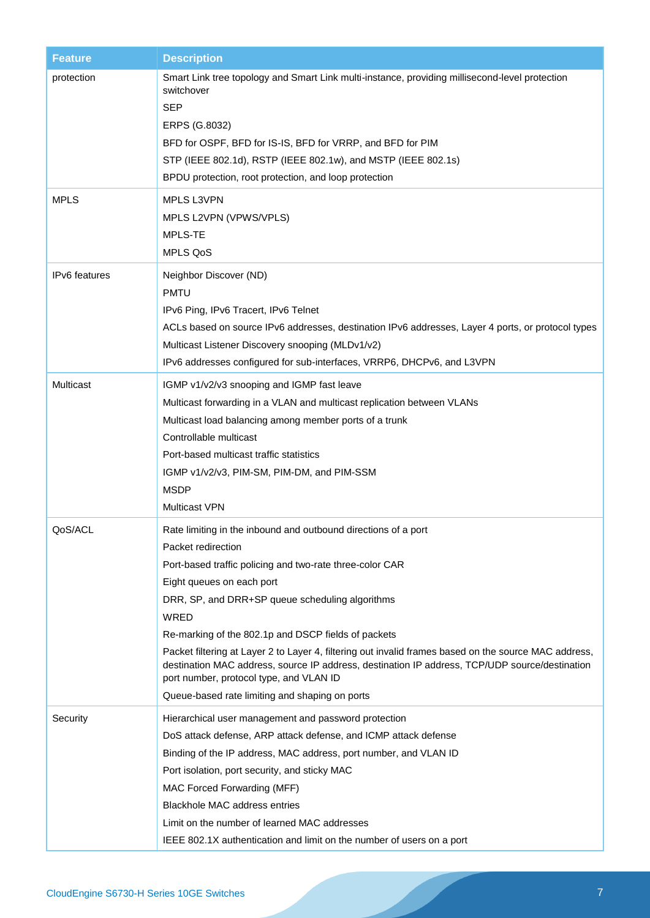| Feature | Description |
| --- | --- |
| protection | Smart Link tree topology and Smart Link multi-instance, providing millisecond-level protection switchover<br>SEP<br>ERPS (G.8032)<br>BFD for OSPF, BFD for IS-IS, BFD for VRRP, and BFD for PIM<br>STP (IEEE 802.1d), RSTP (IEEE 802.1w), and MSTP (IEEE 802.1s)<br>BPDU protection, root protection, and loop protection |
| MPLS | MPLS L3VPN<br>MPLS L2VPN (VPWS/VPLS)<br>MPLS-TE<br>MPLS QoS |
| IPv6 features | Neighbor Discover (ND)<br>PMTU<br>IPv6 Ping, IPv6 Tracert, IPv6 Telnet<br>ACLs based on source IPv6 addresses, destination IPv6 addresses, Layer 4 ports, or protocol types<br>Multicast Listener Discovery snooping (MLDv1/v2)<br>IPv6 addresses configured for sub-interfaces, VRRP6, DHCPv6, and L3VPN |
| Multicast | IGMP v1/v2/v3 snooping and IGMP fast leave<br>Multicast forwarding in a VLAN and multicast replication between VLANs<br>Multicast load balancing among member ports of a trunk<br>Controllable multicast<br>Port-based multicast traffic statistics<br>IGMP v1/v2/v3, PIM-SM, PIM-DM, and PIM-SSM<br>MSDP<br>Multicast VPN |
| QoS/ACL | Rate limiting in the inbound and outbound directions of a port<br>Packet redirection<br>Port-based traffic policing and two-rate three-color CAR<br>Eight queues on each port<br>DRR, SP, and DRR+SP queue scheduling algorithms<br>WRED<br>Re-marking of the 802.1p and DSCP fields of packets<br>Packet filtering at Layer 2 to Layer 4, filtering out invalid frames based on the source MAC address, destination MAC address, source IP address, destination IP address, TCP/UDP source/destination port number, protocol type, and VLAN ID<br>Queue-based rate limiting and shaping on ports |
| Security | Hierarchical user management and password protection<br>DoS attack defense, ARP attack defense, and ICMP attack defense<br>Binding of the IP address, MAC address, port number, and VLAN ID<br>Port isolation, port security, and sticky MAC<br>MAC Forced Forwarding (MFF)<br>Blackhole MAC address entries<br>Limit on the number of learned MAC addresses<br>IEEE 802.1X authentication and limit on the number of users on a port |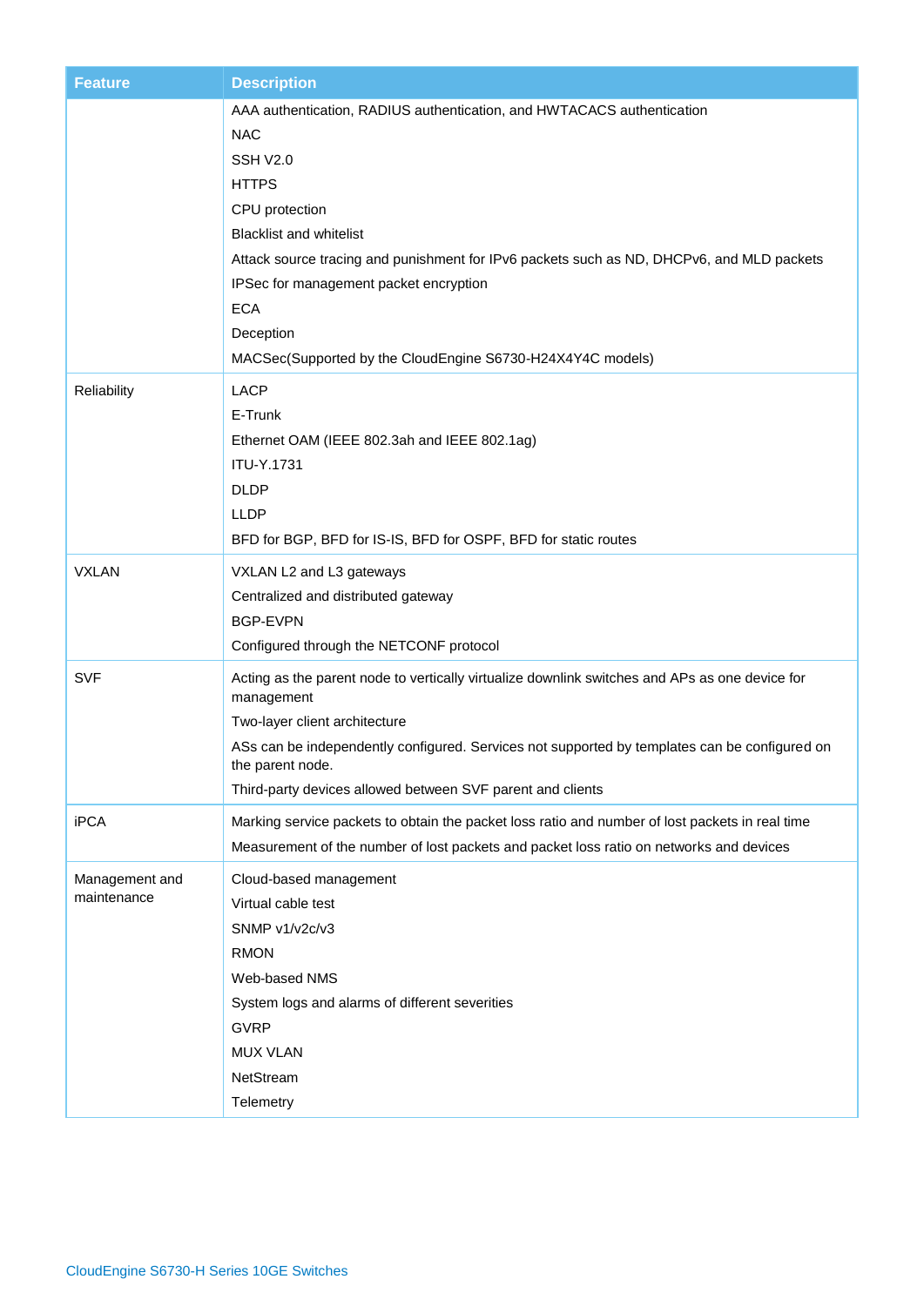| Feature | Description |
| --- | --- |
| | AAA authentication, RADIUS authentication, and HWTACACS authentication<br>NAC<br>SSH V2.0<br>HTTPS<br>CPU protection<br>Blacklist and whitelist<br>Attack source tracing and punishment for IPv6 packets such as ND, DHCPv6, and MLD packets<br>IPSec for management packet encryption<br>ECA<br>Deception<br>MACSec(Supported by the CloudEngine S6730-H24X4Y4C models) |
| Reliability | LACP<br>E-Trunk<br>Ethernet OAM (IEEE 802.3ah and IEEE 802.1ag)<br>ITU-Y.1731<br>DLDP<br>LLDP<br>BFD for BGP, BFD for IS-IS, BFD for OSPF, BFD for static routes |
| VXLAN | VXLAN L2 and L3 gateways<br>Centralized and distributed gateway<br>BGP-EVPN<br>Configured through the NETCONF protocol |
| SVF | Acting as the parent node to vertically virtualize downlink switches and APs as one device for management<br>Two-layer client architecture<br>ASs can be independently configured. Services not supported by templates can be configured on the parent node.<br>Third-party devices allowed between SVF parent and clients |
| iPCA | Marking service packets to obtain the packet loss ratio and number of lost packets in real time<br>Measurement of the number of lost packets and packet loss ratio on networks and devices |
| Management and maintenance | Cloud-based management<br>Virtual cable test<br>SNMP v1/v2c/v3<br>RMON<br>Web-based NMS<br>System logs and alarms of different severities<br>GVRP<br>MUX VLAN<br>NetStream<br>Telemetry |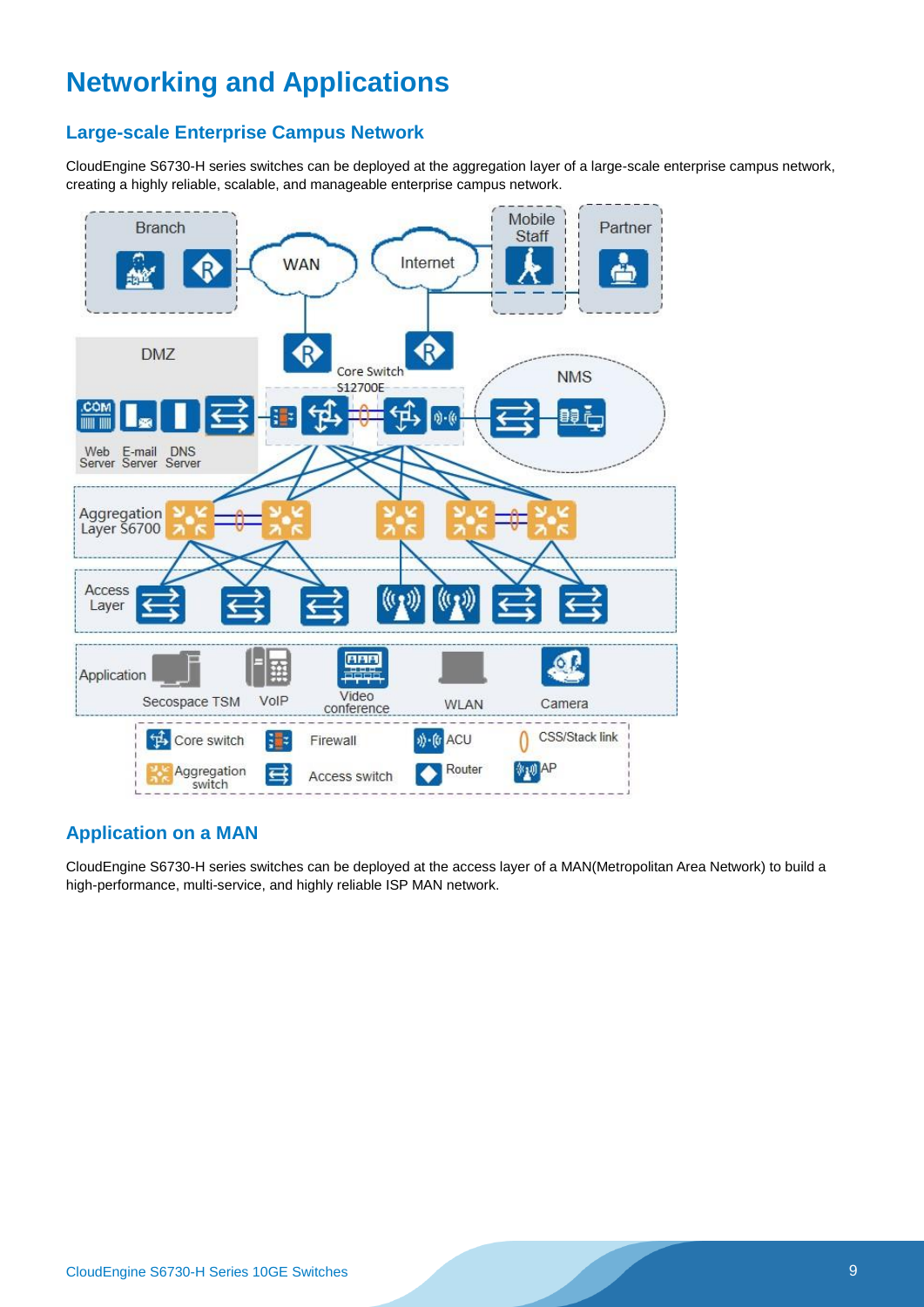# Networking and Applications

## Large-scale Enterprise Campus Network

CloudEngine S6730-H series switches can be deployed at the aggregation layer of a large-scale enterprise campus network, creating a highly reliable, scalable, and manageable enterprise campus network.

## Application on a MAN

CloudEngine S6730-H series switches can be deployed at the access layer of a MAN(Metropolitan Area Network) to build a high-performance, multi-service, and highly reliable ISP MAN network.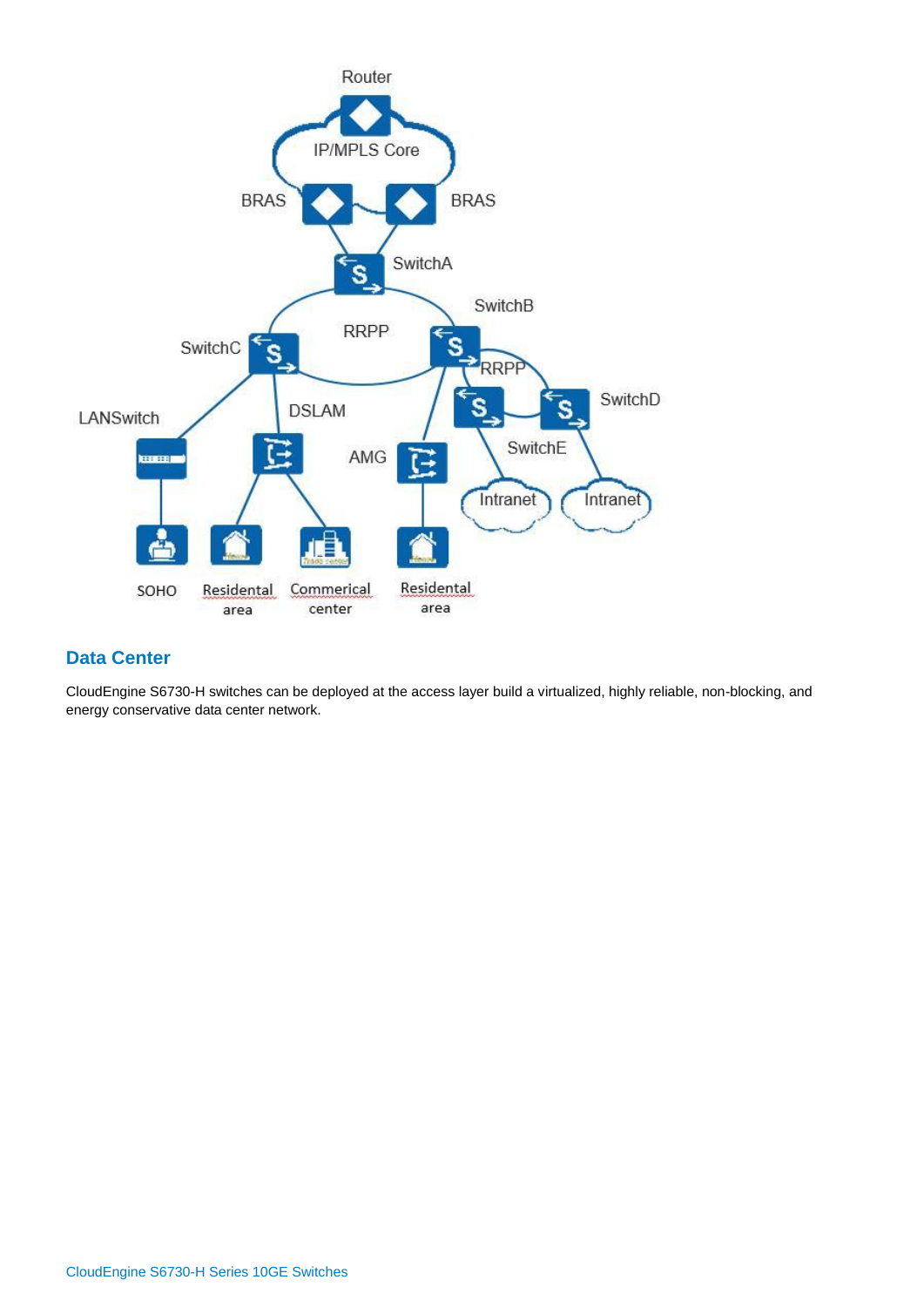## Data Center

CloudEngine S6730-H switches can be deployed at the access layer build a virtualized, highly reliable, non-blocking, and energy conservative data center network.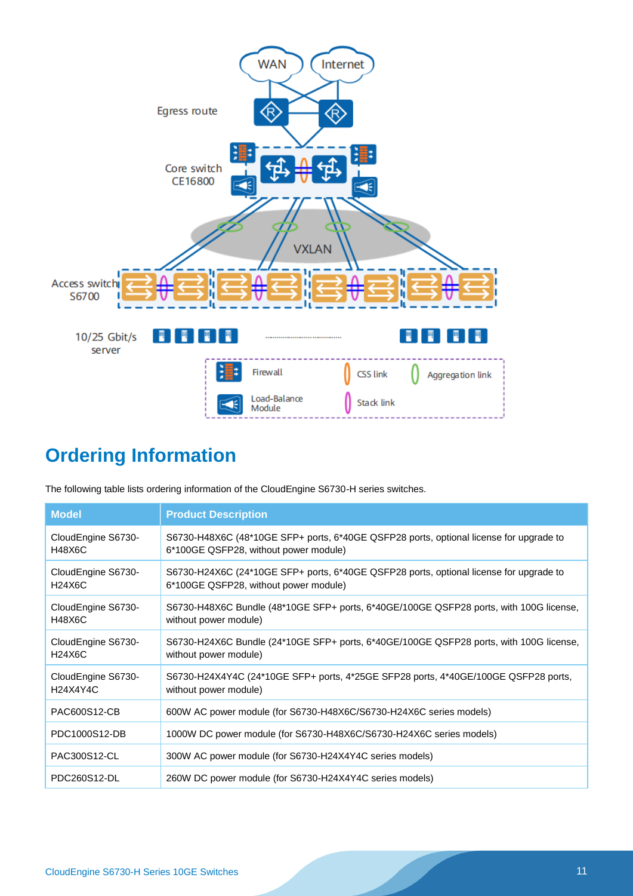# Ordering Information

The following table lists ordering information of the CloudEngine S6730-H series switches.

| Model | Product Description |
|---|---|
| CloudEngine S6730-H48X6C | S6730-H48X6C (48*10GE SFP+ ports, 6*40GE QSFP28 ports, optional license for upgrade to 6*100GE QSFP28, without power module) |
| CloudEngine S6730-H24X6C | S6730-H24X6C (24*10GE SFP+ ports, 6*40GE QSFP28 ports, optional license for upgrade to 6*100GE QSFP28, without power module) |
| CloudEngine S6730-H48X6C | S6730-H48X6C Bundle (48*10GE SFP+ ports, 6*40GE/100GE QSFP28 ports, with 100G license, without power module) |
| CloudEngine S6730-H24X6C | S6730-H24X6C Bundle (24*10GE SFP+ ports, 6*40GE/100GE QSFP28 ports, with 100G license, without power module) |
| CloudEngine S6730-H24X4Y4C | S6730-H24X4Y4C (24*10GE SFP+ ports, 4*25GE SFP28 ports, 4*40GE/100GE QSFP28 ports, without power module) |
| PAC600S12-CB | 600W AC power module (for S6730-H48X6C/S6730-H24X6C series models) |
| PDC1000S12-DB | 1000W DC power module (for S6730-H48X6C/S6730-H24X6C series models) |
| PAC300S12-CL | 300W AC power module (for S6730-H24X4Y4C series models) |
| PDC260S12-DL | 260W DC power module (for S6730-H24X4Y4C series models) |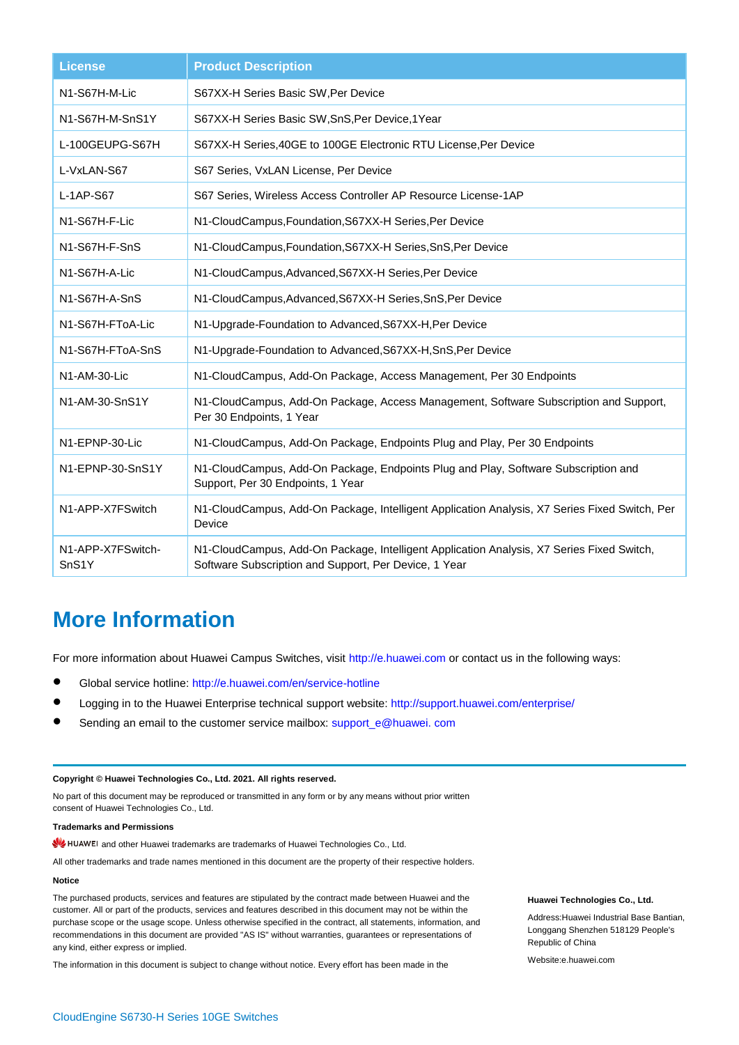| License | Product Description |
| --- | --- |
| N1-S67H-M-Lic | S67XX-H Series Basic SW,Per Device |
| N1-S67H-M-SnS1Y | S67XX-H Series Basic SW,SnS,Per Device,1Year |
| L-100GEUPG-S67H | S67XX-H Series,40GE to 100GE Electronic RTU License,Per Device |
| L-VxLAN-S67 | S67 Series, VxLAN License, Per Device |
| L-1AP-S67 | S67 Series, Wireless Access Controller AP Resource License-1AP |
| N1-S67H-F-Lic | N1-CloudCampus,Foundation,S67XX-H Series,Per Device |
| N1-S67H-F-SnS | N1-CloudCampus,Foundation,S67XX-H Series,SnS,Per Device |
| N1-S67H-A-Lic | N1-CloudCampus,Advanced,S67XX-H Series,Per Device |
| N1-S67H-A-SnS | N1-CloudCampus,Advanced,S67XX-H Series,SnS,Per Device |
| N1-S67H-FToA-Lic | N1-Upgrade-Foundation to Advanced,S67XX-H,Per Device |
| N1-S67H-FToA-SnS | N1-Upgrade-Foundation to Advanced,S67XX-H,SnS,Per Device |
| N1-AM-30-Lic | N1-CloudCampus, Add-On Package, Access Management, Per 30 Endpoints |
| N1-AM-30-SnS1Y | N1-CloudCampus, Add-On Package, Access Management, Software Subscription and Support, Per 30 Endpoints, 1 Year |
| N1-EPNP-30-Lic | N1-CloudCampus, Add-On Package, Endpoints Plug and Play, Per 30 Endpoints |
| N1-EPNP-30-SnS1Y | N1-CloudCampus, Add-On Package, Endpoints Plug and Play, Software Subscription and Support, Per 30 Endpoints, 1 Year |
| N1-APP-X7FSwitch | N1-CloudCampus, Add-On Package, Intelligent Application Analysis, X7 Series Fixed Switch, Per Device |
| N1-APP-X7FSwitch-SnS1Y | N1-CloudCampus, Add-On Package, Intelligent Application Analysis, X7 Series Fixed Switch, Software Subscription and Support, Per Device, 1 Year |

# More Information

For more information about Huawei Campus Switches, visit http://e.huawei.com or contact us in the following ways:

- Global service hotline: http://e.huawei.com/en/service-hotline
- Logging in to the Huawei Enterprise technical support website: http://support.huawei.com/enterprise/
- Sending an email to the customer service mailbox: support_e@huawei. com

**Copyright © Huawei Technologies Co., Ltd. 2021. All rights reserved.**

No part of this document may be reproduced or transmitted in any form or by any means without prior written consent of Huawei Technologies Co., Ltd.

**Trademarks and Permissions**

HUAWEI and other Huawei trademarks are trademarks of Huawei Technologies Co., Ltd.

All other trademarks and trade names mentioned in this document are the property of their respective holders.

**Notice**

The purchased products, services and features are stipulated by the contract made between Huawei and the customer. All or part of the products, services and features described in this document may not be within the purchase scope or the usage scope. Unless otherwise specified in the contract, all statements, information, and recommendations in this document are provided "AS IS" without warranties, guarantees or representations of any kind, either express or implied.

The information in this document is subject to change without notice. Every effort has been made in the

**Huawei Technologies Co., Ltd.**

Address:Huawei Industrial Base Bantian, Longgang Shenzhen 518129 People's Republic of China

Website:e.huawei.com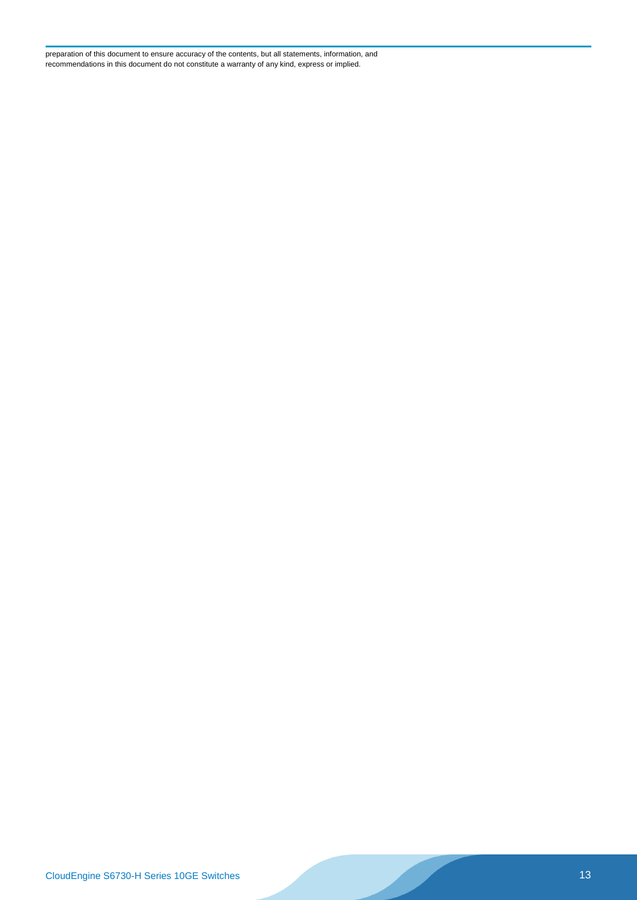preparation of this document to ensure accuracy of the contents, but all statements, information, and recommendations in this document do not constitute a warranty of any kind, express or implied.